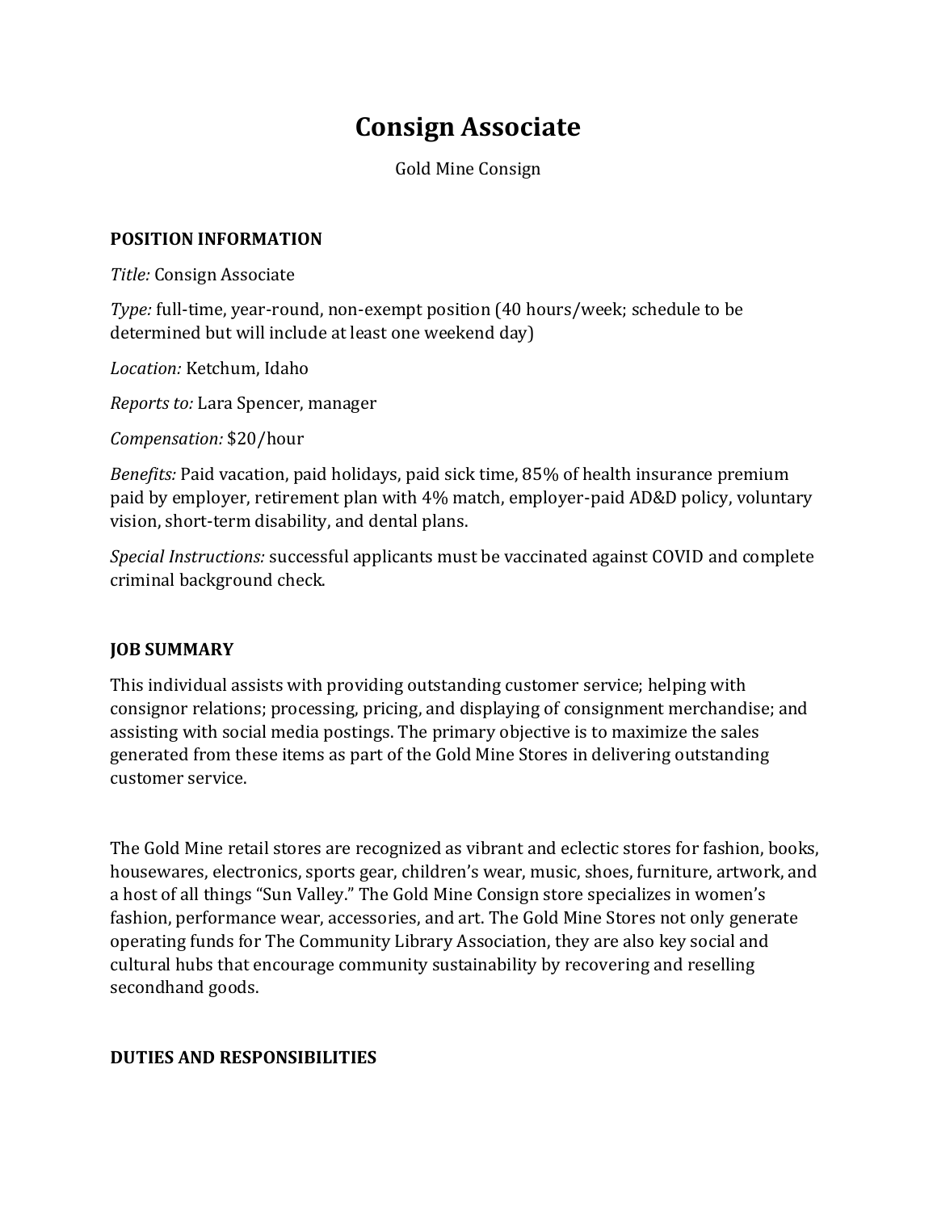# Consign Associate

Gold Mine Consign

## POSITION INFORMATION

*Title:* Consign Associate

*Type:* full-time, year-round, non-exempt position (40 hours/week; schedule to be determined but will include at least one weekend day)

*Location:* Ketchum, Idaho

*Reports to:* Lara Spencer, manager

*Compensation:* $20/hour

*Benefits:* Paid vacation, paid holidays, paid sick time, 85% of health insurance premium paid by employer, retirement plan with 4% match, employer-paid AD&D policy, voluntary vision, short-term disability, and dental plans.

*Special Instructions:* successful applicants must be vaccinated against COVID and complete criminal background check.

## JOB SUMMARY

This individual assists with providing outstanding customer service; helping with consignor relations; processing, pricing, and displaying of consignment merchandise; and assisting with social media postings. The primary objective is to maximize the sales generated from these items as part of the Gold Mine Stores in delivering outstanding customer service.

The Gold Mine retail stores are recognized as vibrant and eclectic stores for fashion, books, housewares, electronics, sports gear, children's wear, music, shoes, furniture, artwork, and a host of all things "Sun Valley." The Gold Mine Consign store specializes in women's fashion, performance wear, accessories, and art. The Gold Mine Stores not only generate operating funds for The Community Library Association, they are also key social and cultural hubs that encourage community sustainability by recovering and reselling secondhand goods.

## DUTIES AND RESPONSIBILITIES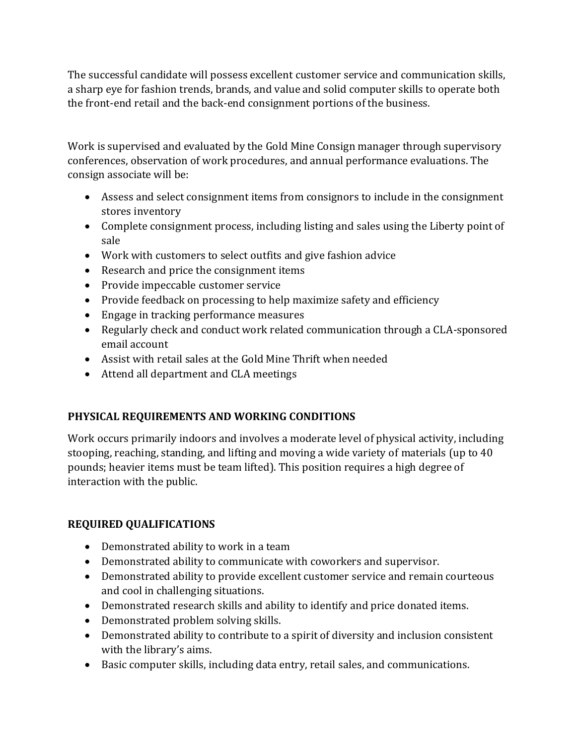The successful candidate will possess excellent customer service and communication skills, a sharp eye for fashion trends, brands, and value and solid computer skills to operate both the front-end retail and the back-end consignment portions of the business.

Work is supervised and evaluated by the Gold Mine Consign manager through supervisory conferences, observation of work procedures, and annual performance evaluations. The consign associate will be:

- Assess and select consignment items from consignors to include in the consignment stores inventory
- Complete consignment process, including listing and sales using the Liberty point of sale
- Work with customers to select outfits and give fashion advice
- Research and price the consignment items
- Provide impeccable customer service
- Provide feedback on processing to help maximize safety and efficiency
- Engage in tracking performance measures
- Regularly check and conduct work related communication through a CLA-sponsored email account
- Assist with retail sales at the Gold Mine Thrift when needed
- Attend all department and CLA meetings

## PHYSICAL REQUIREMENTS AND WORKING CONDITIONS

Work occurs primarily indoors and involves a moderate level of physical activity, including stooping, reaching, standing, and lifting and moving a wide variety of materials (up to 40 pounds; heavier items must be team lifted). This position requires a high degree of interaction with the public.

## REQUIRED QUALIFICATIONS

- Demonstrated ability to work in a team
- Demonstrated ability to communicate with coworkers and supervisor.
- Demonstrated ability to provide excellent customer service and remain courteous and cool in challenging situations.
- Demonstrated research skills and ability to identify and price donated items.
- Demonstrated problem solving skills.
- Demonstrated ability to contribute to a spirit of diversity and inclusion consistent with the library's aims.
- Basic computer skills, including data entry, retail sales, and communications.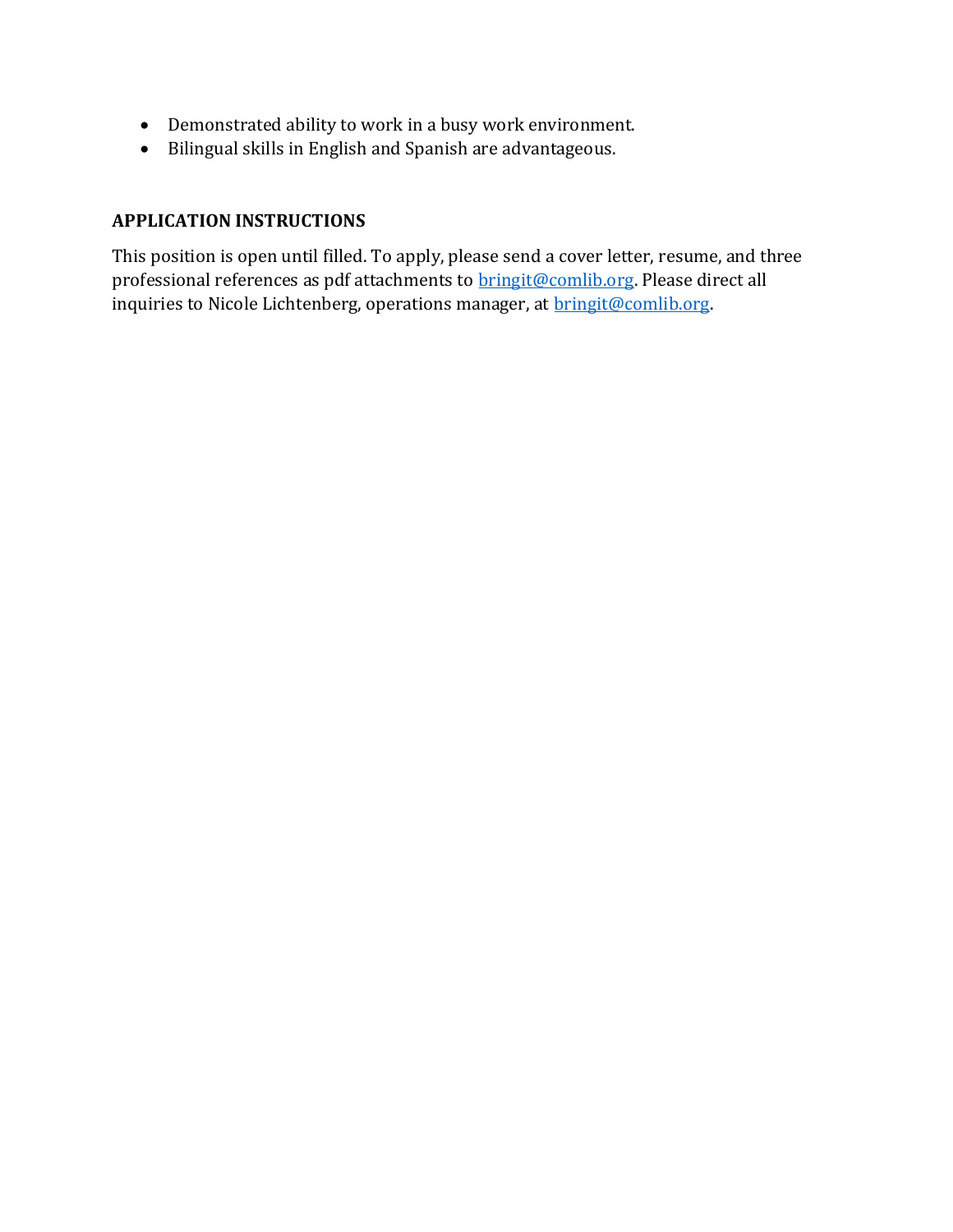- Demonstrated ability to work in a busy work environment.
- Bilingual skills in English and Spanish are advantageous.

## APPLICATION INSTRUCTIONS

This position is open until filled. To apply, please send a cover letter, resume, and three professional references as pdf attachments to [bringit@comlib.org](mailto:bringit@comlib.org). Please direct all inquiries to Nicole Lichtenberg, operations manager, at [bringit@comlib.org](mailto:bringit@comlib.org).